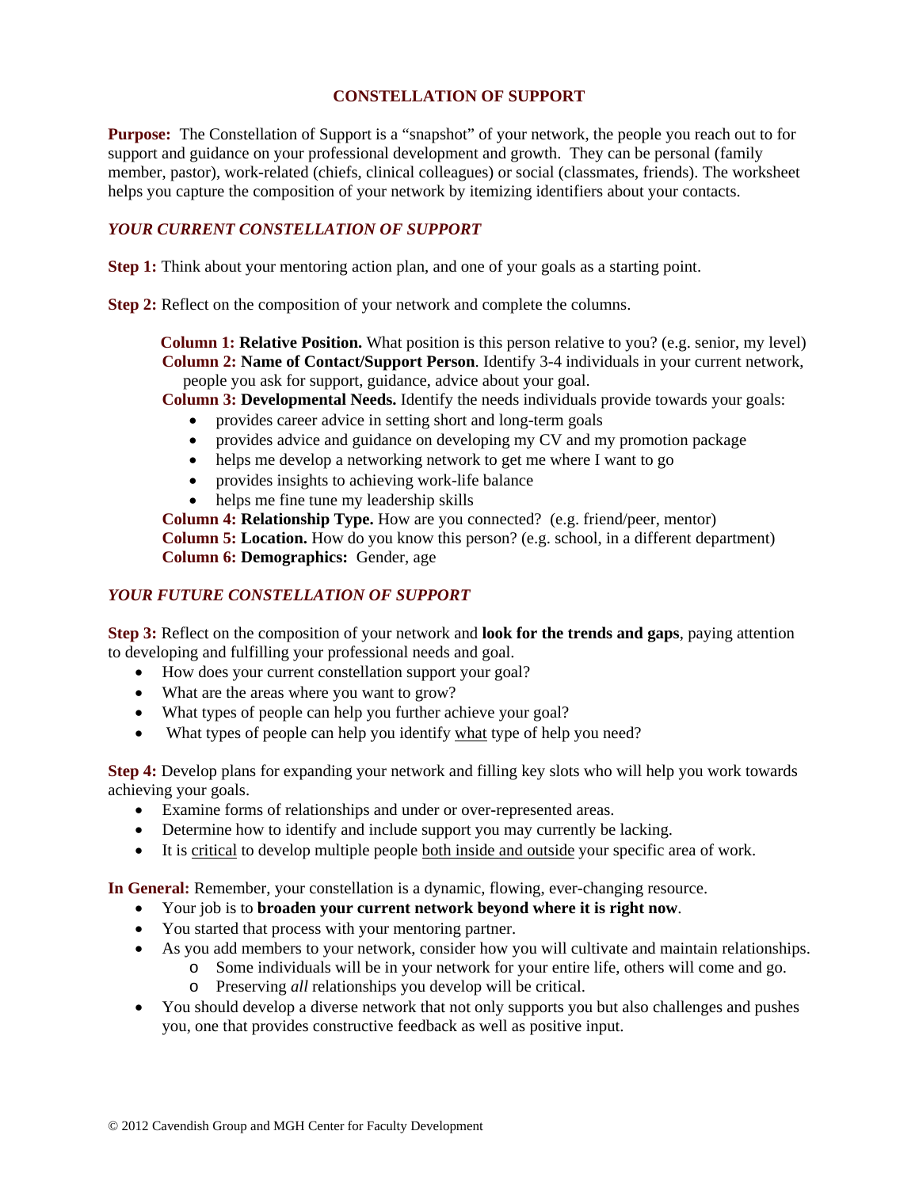# CONSTELLATION OF SUPPORT

**Purpose:** The Constellation of Support is a "snapshot" of your network, the people you reach out to for support and guidance on your professional development and growth. They can be personal (family member, pastor), work-related (chiefs, clinical colleagues) or social (classmates, friends). The worksheet helps you capture the composition of your network by itemizing identifiers about your contacts.

## *YOUR CURRENT CONSTELLATION OF SUPPORT*

**Step 1:** Think about your mentoring action plan, and one of your goals as a starting point.

**Step 2:** Reflect on the composition of your network and complete the columns.

**Column 1:** **Relative Position.** What position is this person relative to you? (e.g. senior, my level)
**Column 2:** **Name of Contact/Support Person**. Identify 3-4 individuals in your current network, people you ask for support, guidance, advice about your goal.
**Column 3:** **Developmental Needs.** Identify the needs individuals provide towards your goals:

- provides career advice in setting short and long-term goals
- provides advice and guidance on developing my CV and my promotion package
- helps me develop a networking network to get me where I want to go
- provides insights to achieving work-life balance
- helps me fine tune my leadership skills

**Column 4:** **Relationship Type.** How are you connected? (e.g. friend/peer, mentor)
**Column 5:** **Location.** How do you know this person? (e.g. school, in a different department)
**Column 6:** **Demographics:** Gender, age

## *YOUR FUTURE CONSTELLATION OF SUPPORT*

**Step 3:** Reflect on the composition of your network and **look for the trends and gaps**, paying attention to developing and fulfilling your professional needs and goal.

- How does your current constellation support your goal?
- What are the areas where you want to grow?
- What types of people can help you further achieve your goal?
- What types of people can help you identify what type of help you need?

**Step 4:** Develop plans for expanding your network and filling key slots who will help you work towards achieving your goals.

- Examine forms of relationships and under or over-represented areas.
- Determine how to identify and include support you may currently be lacking.
- It is critical to develop multiple people both inside and outside your specific area of work.

**In General:** Remember, your constellation is a dynamic, flowing, ever-changing resource.

- Your job is to **broaden your current network beyond where it is right now**.
- You started that process with your mentoring partner.
- As you add members to your network, consider how you will cultivate and maintain relationships.
  - Some individuals will be in your network for your entire life, others will come and go.
  - Preserving *all* relationships you develop will be critical.
- You should develop a diverse network that not only supports you but also challenges and pushes you, one that provides constructive feedback as well as positive input.

© 2012 Cavendish Group and MGH Center for Faculty Development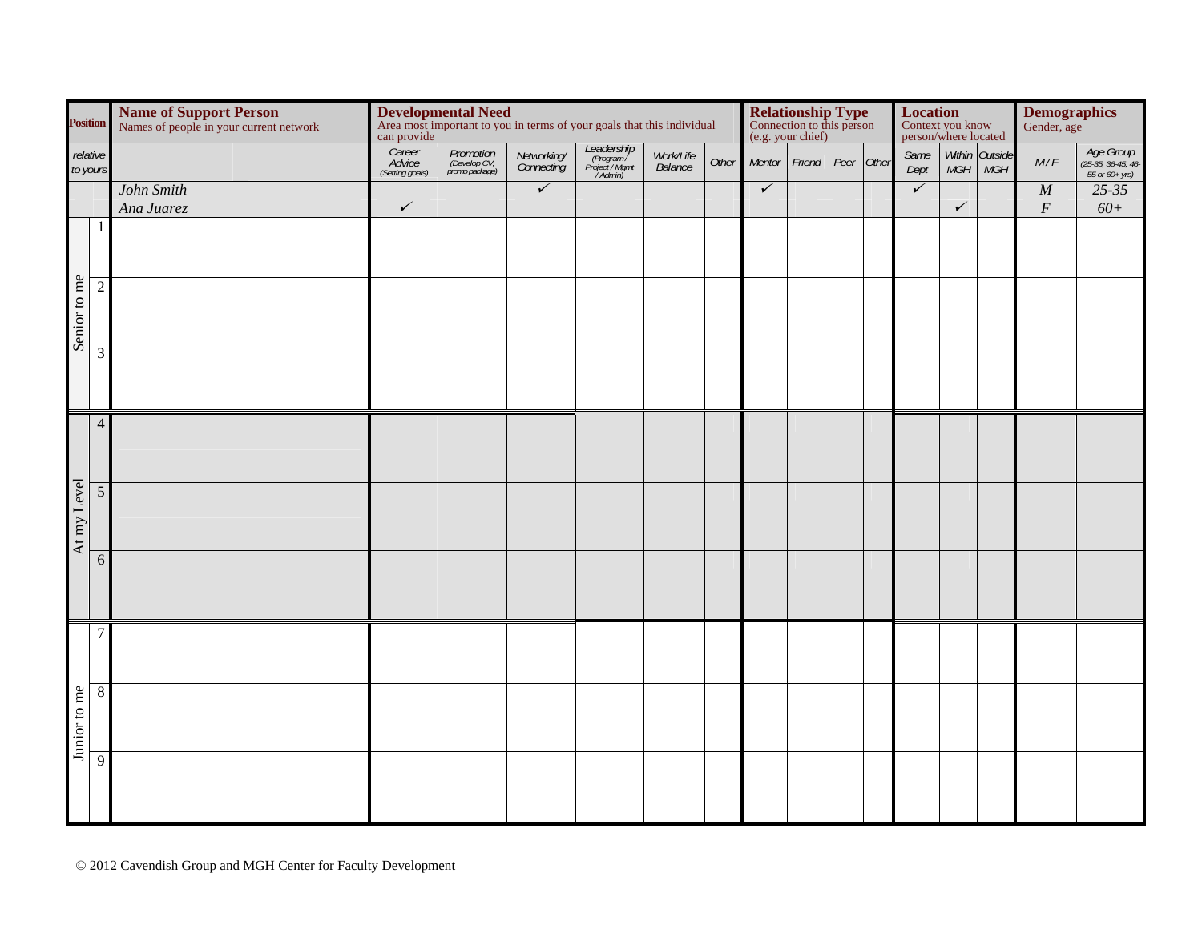| Position | | Name of Support Person<br>Names of people in your current network | Developmental Need<br>Area most important to you in terms of your goals that this individual can provide | | | | | | Relationship Type<br>Connection to this person (e.g. your chief) | | | | Location<br>Context you know person/where located | | | Demographics<br>Gender, age | |
|---|---|---|---|---|---|---|---|---|---|---|---|---|---|---|---|---|---|
| relative to yours | | | Career Advice (Setting goals) | Promotion (Develop CV, promo package) | Networking/ Connecting | Leadership (Program / Project / Mgmt / Admin) | Work/Life Balance | Other | Mentor | Friend | Peer | Other | Same Dept | Within MGH | Outside MGH | M/F | Age Group (25-35, 36-45, 46-55 or 60+ yrs) |
| | | *John Smith* | | | ✓ | | | | ✓ | | | | ✓ | | | *M* | *25-35* |
| | | *Ana Juarez* | ✓ | | | | | | | | | | | ✓ | | *F* | *60+* |
| Senior to me | 1 | | | | | | | | | | | | | | | | |
| | 2 | | | | | | | | | | | | | | | | |
| | 3 | | | | | | | | | | | | | | | | |
| At my Level | 4 | | | | | | | | | | | | | | | | |
| | 5 | | | | | | | | | | | | | | | | |
| | 6 | | | | | | | | | | | | | | | | |
| Junior to me | 7 | | | | | | | | | | | | | | | | |
| | 8 | | | | | | | | | | | | | | | | |
| | 9 | | | | | | | | | | | | | | | | |

© 2012 Cavendish Group and MGH Center for Faculty Development